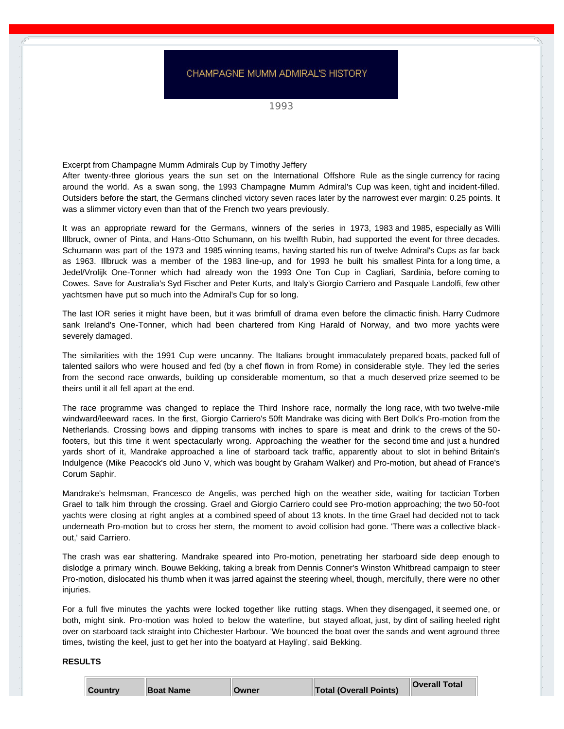# CHAMPAGNE MUMM ADMIRAL'S HISTORY

1993

Excerpt from Champagne Mumm Admirals Cup by Timothy Jeffery

After twenty-three glorious years the sun set on the International Offshore Rule as the single currency for racing around the world. As a swan song, the 1993 Champagne Mumm Admiral's Cup was keen, tight and incident-filled. Outsiders before the start, the Germans clinched victory seven races later by the narrowest ever margin: 0.25 points. It was a slimmer victory even than that of the French two years previously.

It was an appropriate reward for the Germans, winners of the series in 1973, 1983 and 1985, especially as Willi Illbruck, owner of Pinta, and Hans-Otto Schumann, on his twelfth Rubin, had supported the event for three decades. Schumann was part of the 1973 and 1985 winning teams, having started his run of twelve Admiral's Cups as far back as 1963. Illbruck was a member of the 1983 line-up, and for 1993 he built his smallest Pinta for a long time, a Jedel/Vrolijk One-Tonner which had already won the 1993 One Ton Cup in Cagliari, Sardinia, before coming to Cowes. Save for Australia's Syd Fischer and Peter Kurts, and Italy's Giorgio Carriero and Pasquale Landolfi, few other yachtsmen have put so much into the Admiral's Cup for so long.

The last IOR series it might have been, but it was brimfull of drama even before the climactic finish. Harry Cudmore sank Ireland's One-Tonner, which had been chartered from King Harald of Norway, and two more yachts were severely damaged.

The similarities with the 1991 Cup were uncanny. The Italians brought immaculately prepared boats, packed full of talented sailors who were housed and fed (by a chef flown in from Rome) in considerable style. They led the series from the second race onwards, building up considerable momentum, so that a much deserved prize seemed to be theirs until it all fell apart at the end.

The race programme was changed to replace the Third Inshore race, normally the long race, with two twelve-mile windward/leeward races. In the first, Giorgio Carriero's 50ft Mandrake was dicing with Bert Dolk's Pro-motion from the Netherlands. Crossing bows and dipping transoms with inches to spare is meat and drink to the crews of the 50-footers, but this time it went spectacularly wrong. Approaching the weather for the second time and just a hundred yards short of it, Mandrake approached a line of starboard tack traffic, apparently about to slot in behind Britain's Indulgence (Mike Peacock's old Juno V, which was bought by Graham Walker) and Pro-motion, but ahead of France's Corum Saphir.

Mandrake's helmsman, Francesco de Angelis, was perched high on the weather side, waiting for tactician Torben Grael to talk him through the crossing. Grael and Giorgio Carriero could see Pro-motion approaching; the two 50-foot yachts were closing at right angles at a combined speed of about 13 knots. In the time Grael had decided not to tack underneath Pro-motion but to cross her stern, the moment to avoid collision had gone. 'There was a collective black-out,' said Carriero.

The crash was ear shattering. Mandrake speared into Pro-motion, penetrating her starboard side deep enough to dislodge a primary winch. Bouwe Bekking, taking a break from Dennis Conner's Winston Whitbread campaign to steer Pro-motion, dislocated his thumb when it was jarred against the steering wheel, though, mercifully, there were no other injuries.

For a full five minutes the yachts were locked together like rutting stags. When they disengaged, it seemed one, or both, might sink. Pro-motion was holed to below the waterline, but stayed afloat, just, by dint of sailing heeled right over on starboard tack straight into Chichester Harbour. 'We bounced the boat over the sands and went aground three times, twisting the keel, just to get her into the boatyard at Hayling', said Bekking.

**RESULTS**

| Country | Boat Name | Owner | Total (Overall Points) | Overall Total |
|---|---|---|---|---|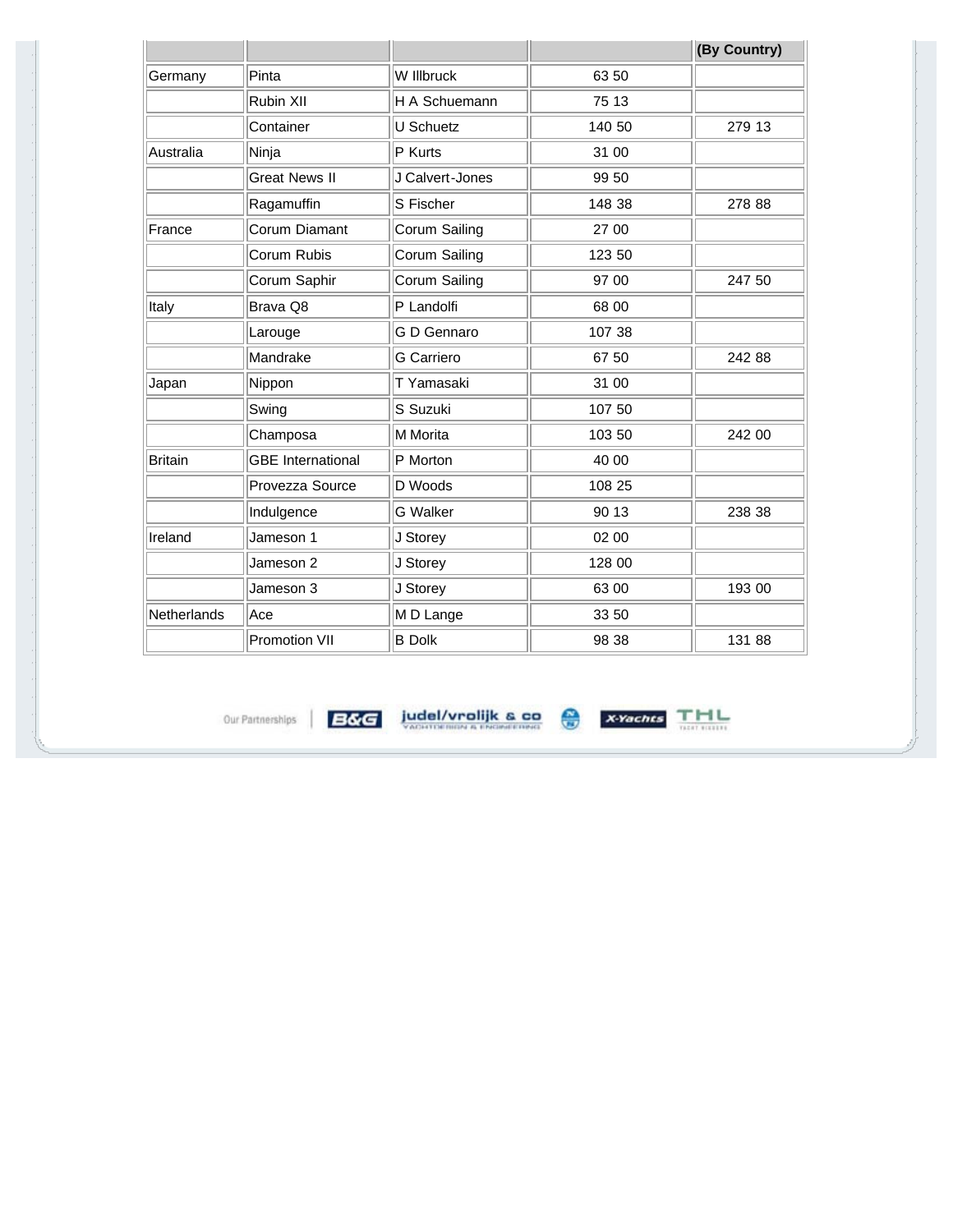| | | | | (By Country) |
|---|---|---|---|---|
| Germany | Pinta | W Illbruck | 63 50 | |
| | Rubin XII | H A Schuemann | 75 13 | |
| | Container | U Schuetz | 140 50 | 279 13 |
| Australia | Ninja | P Kurts | 31 00 | |
| | Great News II | J Calvert-Jones | 99 50 | |
| | Ragamuffin | S Fischer | 148 38 | 278 88 |
| France | Corum Diamant | Corum Sailing | 27 00 | |
| | Corum Rubis | Corum Sailing | 123 50 | |
| | Corum Saphir | Corum Sailing | 97 00 | 247 50 |
| Italy | Brava Q8 | P Landolfi | 68 00 | |
| | Larouge | G D Gennaro | 107 38 | |
| | Mandrake | G Carriero | 67 50 | 242 88 |
| Japan | Nippon | T Yamasaki | 31 00 | |
| | Swing | S Suzuki | 107 50 | |
| | Champosa | M Morita | 103 50 | 242 00 |
| Britain | GBE International | P Morton | 40 00 | |
| | Provezza Source | D Woods | 108 25 | |
| | Indulgence | G Walker | 90 13 | 238 38 |
| Ireland | Jameson 1 | J Storey | 02 00 | |
| | Jameson 2 | J Storey | 128 00 | |
| | Jameson 3 | J Storey | 63 00 | 193 00 |
| Netherlands | Ace | M D Lange | 33 50 | |
| | Promotion VII | B Dolk | 98 38 | 131 88 |

Our Partnerships | B&G judel/vrolijk & co X-Yachts THL